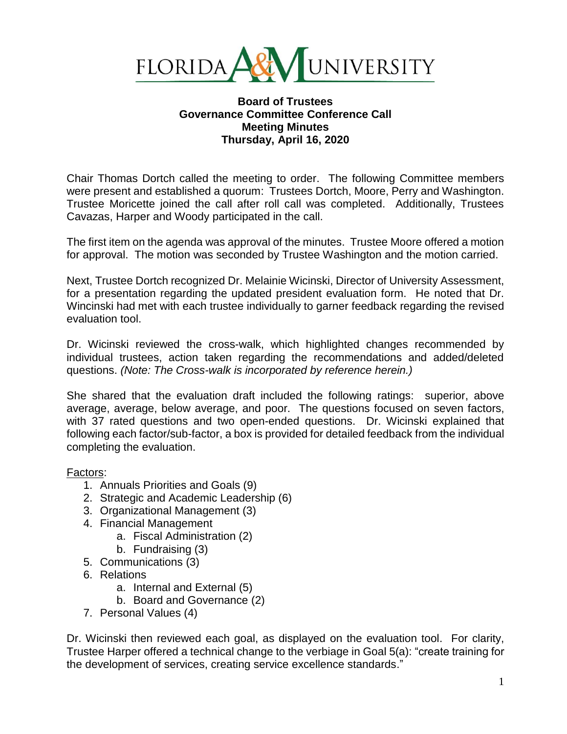FLORIDA A&M UNIVERSITY

**Board of Trustees**
**Governance Committee Conference Call**
**Meeting Minutes**
**Thursday, April 16, 2020**

Chair Thomas Dortch called the meeting to order. The following Committee members were present and established a quorum: Trustees Dortch, Moore, Perry and Washington. Trustee Moricette joined the call after roll call was completed. Additionally, Trustees Cavazas, Harper and Woody participated in the call.

The first item on the agenda was approval of the minutes. Trustee Moore offered a motion for approval. The motion was seconded by Trustee Washington and the motion carried.

Next, Trustee Dortch recognized Dr. Melainie Wicinski, Director of University Assessment, for a presentation regarding the updated president evaluation form. He noted that Dr. Wincinski had met with each trustee individually to garner feedback regarding the revised evaluation tool.

Dr. Wicinski reviewed the cross-walk, which highlighted changes recommended by individual trustees, action taken regarding the recommendations and added/deleted questions. *(Note: The Cross-walk is incorporated by reference herein.)*

She shared that the evaluation draft included the following ratings: superior, above average, average, below average, and poor. The questions focused on seven factors, with 37 rated questions and two open-ended questions. Dr. Wicinski explained that following each factor/sub-factor, a box is provided for detailed feedback from the individual completing the evaluation.

<u>Factors</u>:

1. Annuals Priorities and Goals (9)
2. Strategic and Academic Leadership (6)
3. Organizational Management (3)
4. Financial Management
   a. Fiscal Administration (2)
   b. Fundraising (3)
5. Communications (3)
6. Relations
   a. Internal and External (5)
   b. Board and Governance (2)
7. Personal Values (4)

Dr. Wicinski then reviewed each goal, as displayed on the evaluation tool. For clarity, Trustee Harper offered a technical change to the verbiage in Goal 5(a): "create training for the development of services, creating service excellence standards."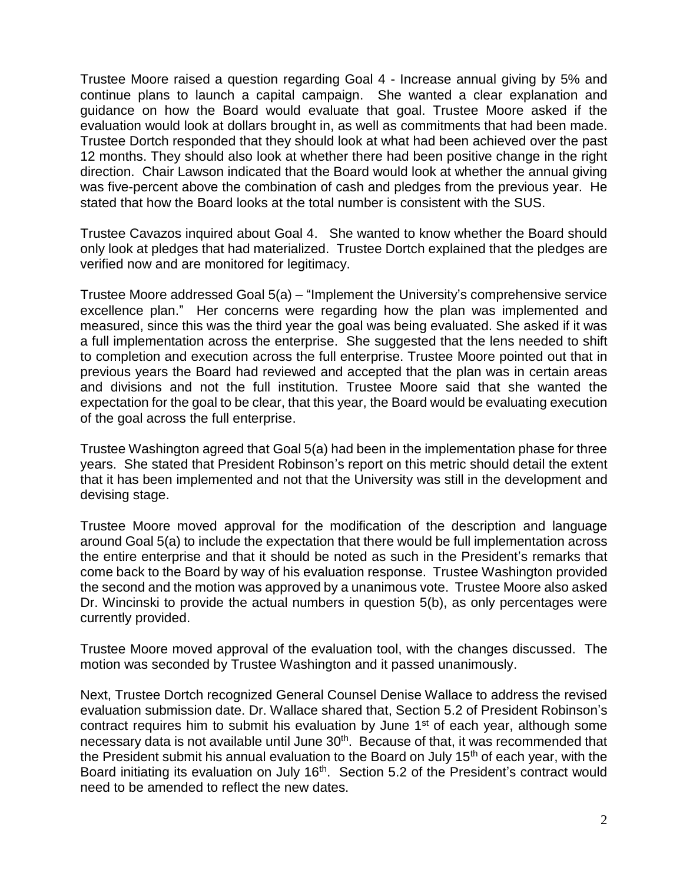Trustee Moore raised a question regarding Goal 4 - Increase annual giving by 5% and continue plans to launch a capital campaign. She wanted a clear explanation and guidance on how the Board would evaluate that goal. Trustee Moore asked if the evaluation would look at dollars brought in, as well as commitments that had been made. Trustee Dortch responded that they should look at what had been achieved over the past 12 months. They should also look at whether there had been positive change in the right direction. Chair Lawson indicated that the Board would look at whether the annual giving was five-percent above the combination of cash and pledges from the previous year. He stated that how the Board looks at the total number is consistent with the SUS.

Trustee Cavazos inquired about Goal 4. She wanted to know whether the Board should only look at pledges that had materialized. Trustee Dortch explained that the pledges are verified now and are monitored for legitimacy.

Trustee Moore addressed Goal 5(a) – "Implement the University's comprehensive service excellence plan." Her concerns were regarding how the plan was implemented and measured, since this was the third year the goal was being evaluated. She asked if it was a full implementation across the enterprise. She suggested that the lens needed to shift to completion and execution across the full enterprise. Trustee Moore pointed out that in previous years the Board had reviewed and accepted that the plan was in certain areas and divisions and not the full institution. Trustee Moore said that she wanted the expectation for the goal to be clear, that this year, the Board would be evaluating execution of the goal across the full enterprise.

Trustee Washington agreed that Goal 5(a) had been in the implementation phase for three years. She stated that President Robinson's report on this metric should detail the extent that it has been implemented and not that the University was still in the development and devising stage.

Trustee Moore moved approval for the modification of the description and language around Goal 5(a) to include the expectation that there would be full implementation across the entire enterprise and that it should be noted as such in the President's remarks that come back to the Board by way of his evaluation response. Trustee Washington provided the second and the motion was approved by a unanimous vote. Trustee Moore also asked Dr. Wincinski to provide the actual numbers in question 5(b), as only percentages were currently provided.

Trustee Moore moved approval of the evaluation tool, with the changes discussed. The motion was seconded by Trustee Washington and it passed unanimously.

Next, Trustee Dortch recognized General Counsel Denise Wallace to address the revised evaluation submission date. Dr. Wallace shared that, Section 5.2 of President Robinson's contract requires him to submit his evaluation by June 1st of each year, although some necessary data is not available until June 30th. Because of that, it was recommended that the President submit his annual evaluation to the Board on July 15th of each year, with the Board initiating its evaluation on July 16th. Section 5.2 of the President's contract would need to be amended to reflect the new dates.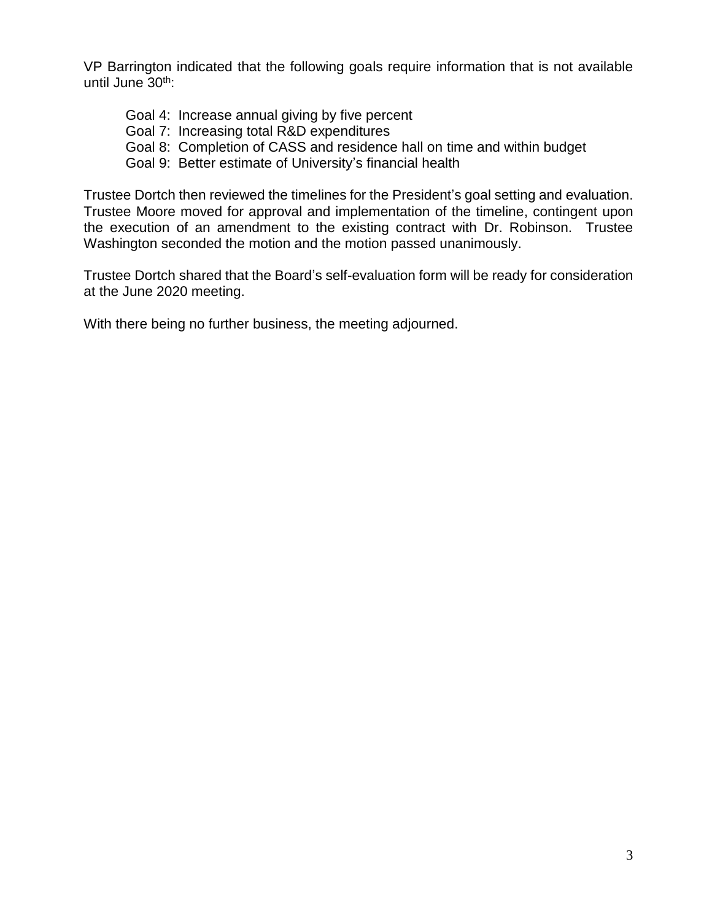VP Barrington indicated that the following goals require information that is not available until June 30th:

- Goal 4: Increase annual giving by five percent
- Goal 7: Increasing total R&D expenditures
- Goal 8: Completion of CASS and residence hall on time and within budget
- Goal 9: Better estimate of University's financial health

Trustee Dortch then reviewed the timelines for the President's goal setting and evaluation. Trustee Moore moved for approval and implementation of the timeline, contingent upon the execution of an amendment to the existing contract with Dr. Robinson. Trustee Washington seconded the motion and the motion passed unanimously.

Trustee Dortch shared that the Board's self-evaluation form will be ready for consideration at the June 2020 meeting.

With there being no further business, the meeting adjourned.